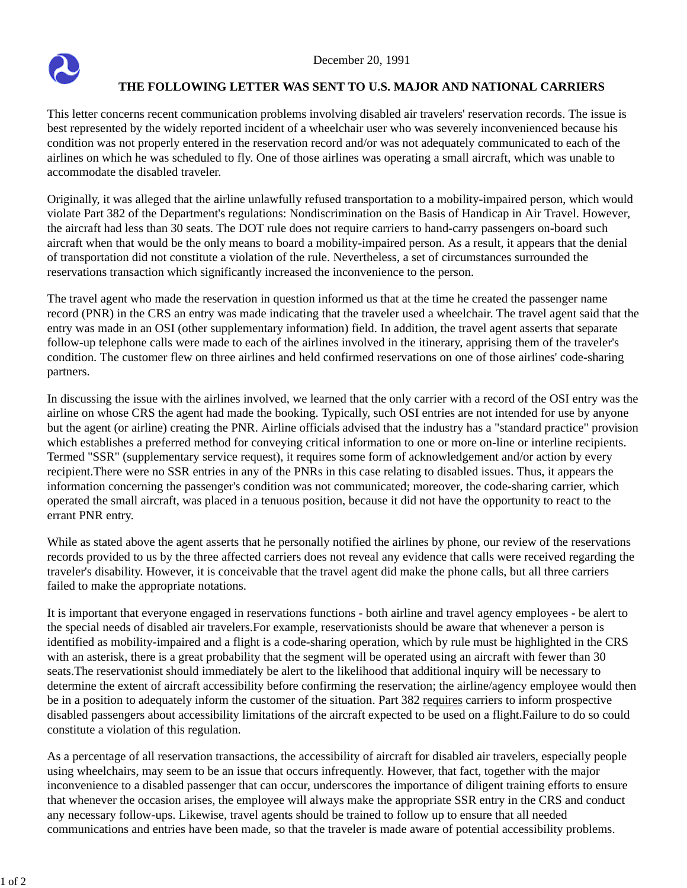December 20, 1991

**THE FOLLOWING LETTER WAS SENT TO U.S. MAJOR AND NATIONAL CARRIERS**

This letter concerns recent communication problems involving disabled air travelers' reservation records. The issue is best represented by the widely reported incident of a wheelchair user who was severely inconvenienced because his condition was not properly entered in the reservation record and/or was not adequately communicated to each of the airlines on which he was scheduled to fly. One of those airlines was operating a small aircraft, which was unable to accommodate the disabled traveler.

Originally, it was alleged that the airline unlawfully refused transportation to a mobility-impaired person, which would violate Part 382 of the Department's regulations: Nondiscrimination on the Basis of Handicap in Air Travel. However, the aircraft had less than 30 seats. The DOT rule does not require carriers to hand-carry passengers on-board such aircraft when that would be the only means to board a mobility-impaired person. As a result, it appears that the denial of transportation did not constitute a violation of the rule. Nevertheless, a set of circumstances surrounded the reservations transaction which significantly increased the inconvenience to the person.

The travel agent who made the reservation in question informed us that at the time he created the passenger name record (PNR) in the CRS an entry was made indicating that the traveler used a wheelchair. The travel agent said that the entry was made in an OSI (other supplementary information) field. In addition, the travel agent asserts that separate follow-up telephone calls were made to each of the airlines involved in the itinerary, apprising them of the traveler's condition. The customer flew on three airlines and held confirmed reservations on one of those airlines' code-sharing partners.

In discussing the issue with the airlines involved, we learned that the only carrier with a record of the OSI entry was the airline on whose CRS the agent had made the booking. Typically, such OSI entries are not intended for use by anyone but the agent (or airline) creating the PNR. Airline officials advised that the industry has a "standard practice" provision which establishes a preferred method for conveying critical information to one or more on-line or interline recipients. Termed "SSR" (supplementary service request), it requires some form of acknowledgement and/or action by every recipient.There were no SSR entries in any of the PNRs in this case relating to disabled issues. Thus, it appears the information concerning the passenger's condition was not communicated; moreover, the code-sharing carrier, which operated the small aircraft, was placed in a tenuous position, because it did not have the opportunity to react to the errant PNR entry.

While as stated above the agent asserts that he personally notified the airlines by phone, our review of the reservations records provided to us by the three affected carriers does not reveal any evidence that calls were received regarding the traveler's disability. However, it is conceivable that the travel agent did make the phone calls, but all three carriers failed to make the appropriate notations.

It is important that everyone engaged in reservations functions - both airline and travel agency employees - be alert to the special needs of disabled air travelers.For example, reservationists should be aware that whenever a person is identified as mobility-impaired and a flight is a code-sharing operation, which by rule must be highlighted in the CRS with an asterisk, there is a great probability that the segment will be operated using an aircraft with fewer than 30 seats.The reservationist should immediately be alert to the likelihood that additional inquiry will be necessary to determine the extent of aircraft accessibility before confirming the reservation; the airline/agency employee would then be in a position to adequately inform the customer of the situation. Part 382 requires carriers to inform prospective disabled passengers about accessibility limitations of the aircraft expected to be used on a flight.Failure to do so could constitute a violation of this regulation.

As a percentage of all reservation transactions, the accessibility of aircraft for disabled air travelers, especially people using wheelchairs, may seem to be an issue that occurs infrequently. However, that fact, together with the major inconvenience to a disabled passenger that can occur, underscores the importance of diligent training efforts to ensure that whenever the occasion arises, the employee will always make the appropriate SSR entry in the CRS and conduct any necessary follow-ups. Likewise, travel agents should be trained to follow up to ensure that all needed communications and entries have been made, so that the traveler is made aware of potential accessibility problems.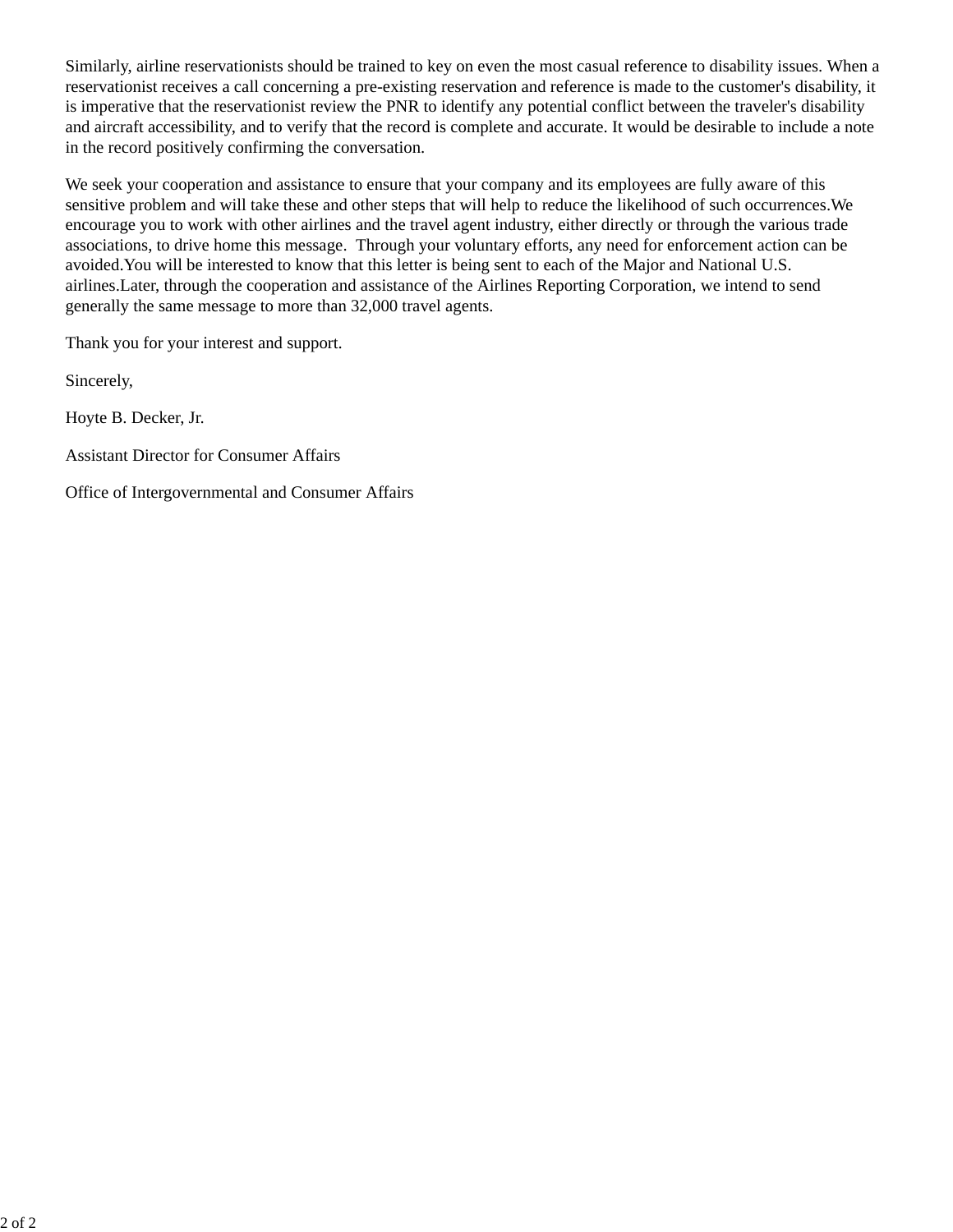Similarly, airline reservationists should be trained to key on even the most casual reference to disability issues. When a reservationist receives a call concerning a pre-existing reservation and reference is made to the customer's disability, it is imperative that the reservationist review the PNR to identify any potential conflict between the traveler's disability and aircraft accessibility, and to verify that the record is complete and accurate. It would be desirable to include a note in the record positively confirming the conversation.

We seek your cooperation and assistance to ensure that your company and its employees are fully aware of this sensitive problem and will take these and other steps that will help to reduce the likelihood of such occurrences.We encourage you to work with other airlines and the travel agent industry, either directly or through the various trade associations, to drive home this message. Through your voluntary efforts, any need for enforcement action can be avoided.You will be interested to know that this letter is being sent to each of the Major and National U.S. airlines.Later, through the cooperation and assistance of the Airlines Reporting Corporation, we intend to send generally the same message to more than 32,000 travel agents.

Thank you for your interest and support.

Sincerely,

Hoyte B. Decker, Jr.

Assistant Director for Consumer Affairs

Office of Intergovernmental and Consumer Affairs